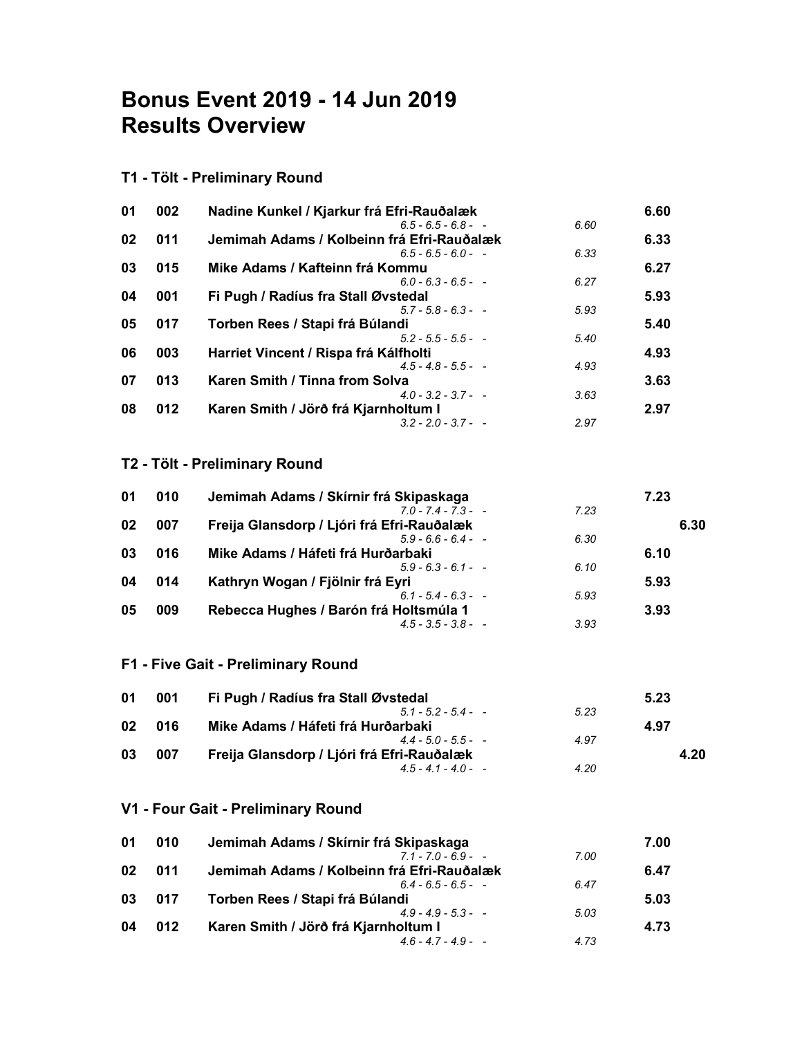# Bonus Event 2019 - 14 Jun 2019
# Results Overview

## T1 - Tölt - Preliminary Round

| Rank | No. | Rider / Horse | Marks | Score | Total |
|---|---|---|---|---|---|
| 01 | 002 | **Nadine Kunkel / Kjarkur frá Efri-Rauðalæk** | *6.5 - 6.5 - 6.8 - -* | *6.60* | **6.60** |
| 02 | 011 | **Jemimah Adams / Kolbeinn frá Efri-Rauðalæk** | *6.5 - 6.5 - 6.0 - -* | *6.33* | **6.33** |
| 03 | 015 | **Mike Adams / Kafteinn frá Kommu** | *6.0 - 6.3 - 6.5 - -* | *6.27* | **6.27** |
| 04 | 001 | **Fi Pugh / Radíus fra Stall Øvstedal** | *5.7 - 5.8 - 6.3 - -* | *5.93* | **5.93** |
| 05 | 017 | **Torben Rees / Stapi frá Búlandi** | *5.2 - 5.5 - 5.5 - -* | *5.40* | **5.40** |
| 06 | 003 | **Harriet Vincent / Rispa frá Kálfholti** | *4.5 - 4.8 - 5.5 - -* | *4.93* | **4.93** |
| 07 | 013 | **Karen Smith / Tinna from Solva** | *4.0 - 3.2 - 3.7 - -* | *3.63* | **3.63** |
| 08 | 012 | **Karen Smith / Jörð frá Kjarnholtum I** | *3.2 - 2.0 - 3.7 - -* | *2.97* | **2.97** |

## T2 - Tölt - Preliminary Round

| Rank | No. | Rider / Horse | Marks | Score | Total |
|---|---|---|---|---|---|
| 01 | 010 | **Jemimah Adams / Skírnir frá Skipaskaga** | *7.0 - 7.4 - 7.3 - -* | *7.23* | **7.23** |
| 02 | 007 | **Freija Glansdorp / Ljóri frá Efri-Rauðalæk** | *5.9 - 6.6 - 6.4 - -* | *6.30* | **6.30** |
| 03 | 016 | **Mike Adams / Háfeti frá Hurðarbaki** | *5.9 - 6.3 - 6.1 - -* | *6.10* | **6.10** |
| 04 | 014 | **Kathryn Wogan / Fjölnir frá Eyri** | *6.1 - 5.4 - 6.3 - -* | *5.93* | **5.93** |
| 05 | 009 | **Rebecca Hughes / Barón frá Holtsmúla 1** | *4.5 - 3.5 - 3.8 - -* | *3.93* | **3.93** |

## F1 - Five Gait - Preliminary Round

| Rank | No. | Rider / Horse | Marks | Score | Total |
|---|---|---|---|---|---|
| 01 | 001 | **Fi Pugh / Radíus fra Stall Øvstedal** | *5.1 - 5.2 - 5.4 - -* | *5.23* | **5.23** |
| 02 | 016 | **Mike Adams / Háfeti frá Hurðarbaki** | *4.4 - 5.0 - 5.5 - -* | *4.97* | **4.97** |
| 03 | 007 | **Freija Glansdorp / Ljóri frá Efri-Rauðalæk** | *4.5 - 4.1 - 4.0 - -* | *4.20* | **4.20** |

## V1 - Four Gait - Preliminary Round

| Rank | No. | Rider / Horse | Marks | Score | Total |
|---|---|---|---|---|---|
| 01 | 010 | **Jemimah Adams / Skírnir frá Skipaskaga** | *7.1 - 7.0 - 6.9 - -* | *7.00* | **7.00** |
| 02 | 011 | **Jemimah Adams / Kolbeinn frá Efri-Rauðalæk** | *6.4 - 6.5 - 6.5 - -* | *6.47* | **6.47** |
| 03 | 017 | **Torben Rees / Stapi frá Búlandi** | *4.9 - 4.9 - 5.3 - -* | *5.03* | **5.03** |
| 04 | 012 | **Karen Smith / Jörð frá Kjarnholtum I** | *4.6 - 4.7 - 4.9 - -* | *4.73* | **4.73** |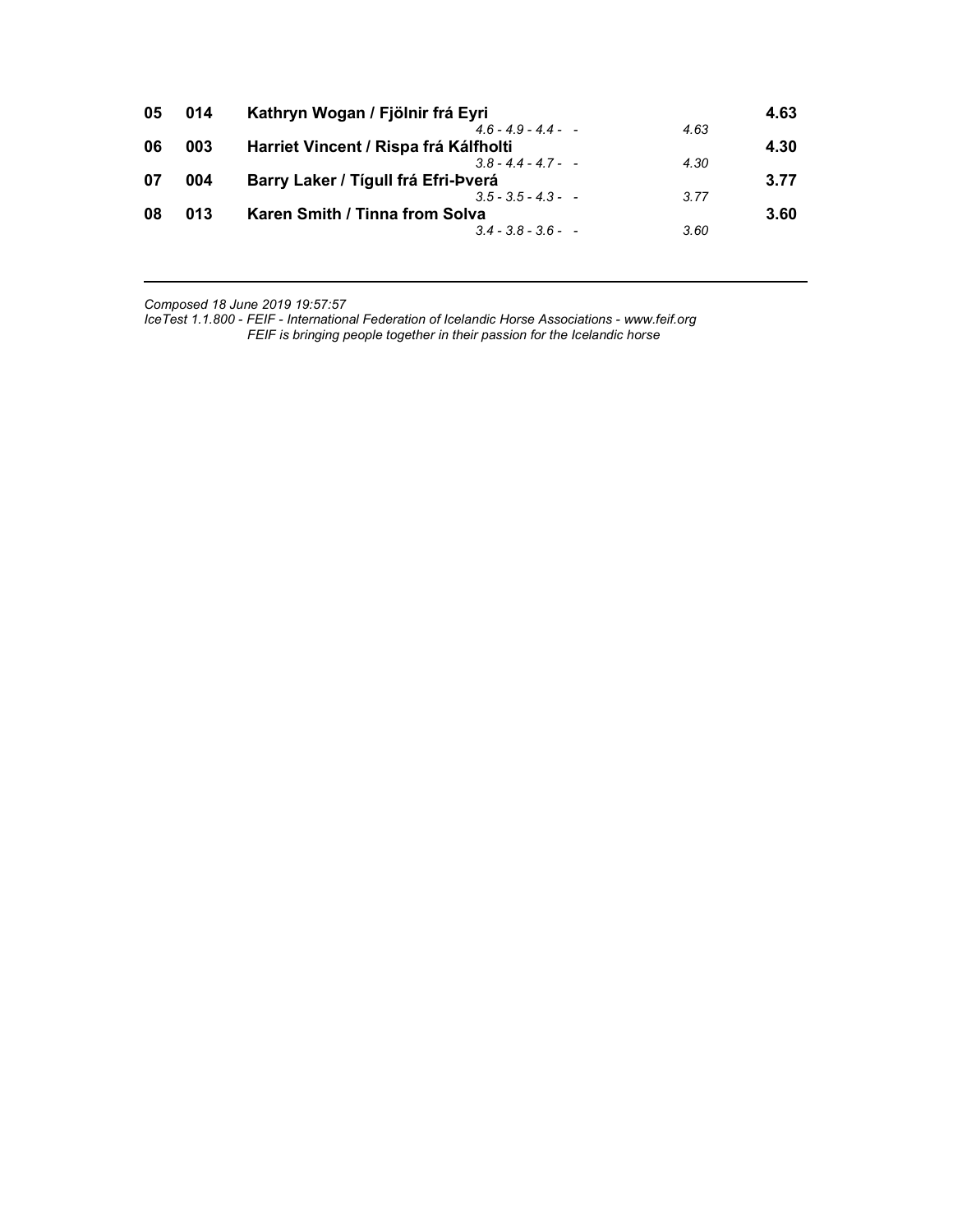| | | | |
|---|---|---|---|
| **05** | **014** | **Kathryn Wogan / Fjölnir frá Eyri** | **4.63** |
| | | *4.6 - 4.9 - 4.4 - -* *4.63* | |
| **06** | **003** | **Harriet Vincent / Rispa frá Kálfholti** | **4.30** |
| | | *3.8 - 4.4 - 4.7 - -* *4.30* | |
| **07** | **004** | **Barry Laker / Tígull frá Efri-Þverá** | **3.77** |
| | | *3.5 - 3.5 - 4.3 - -* *3.77* | |
| **08** | **013** | **Karen Smith / Tinna from Solva** | **3.60** |
| | | *3.4 - 3.8 - 3.6 - -* *3.60* | |

---

*Composed 18 June 2019 19:57:57*
*IceTest 1.1.800 - FEIF - International Federation of Icelandic Horse Associations - www.feif.org*
*FEIF is bringing people together in their passion for the Icelandic horse*